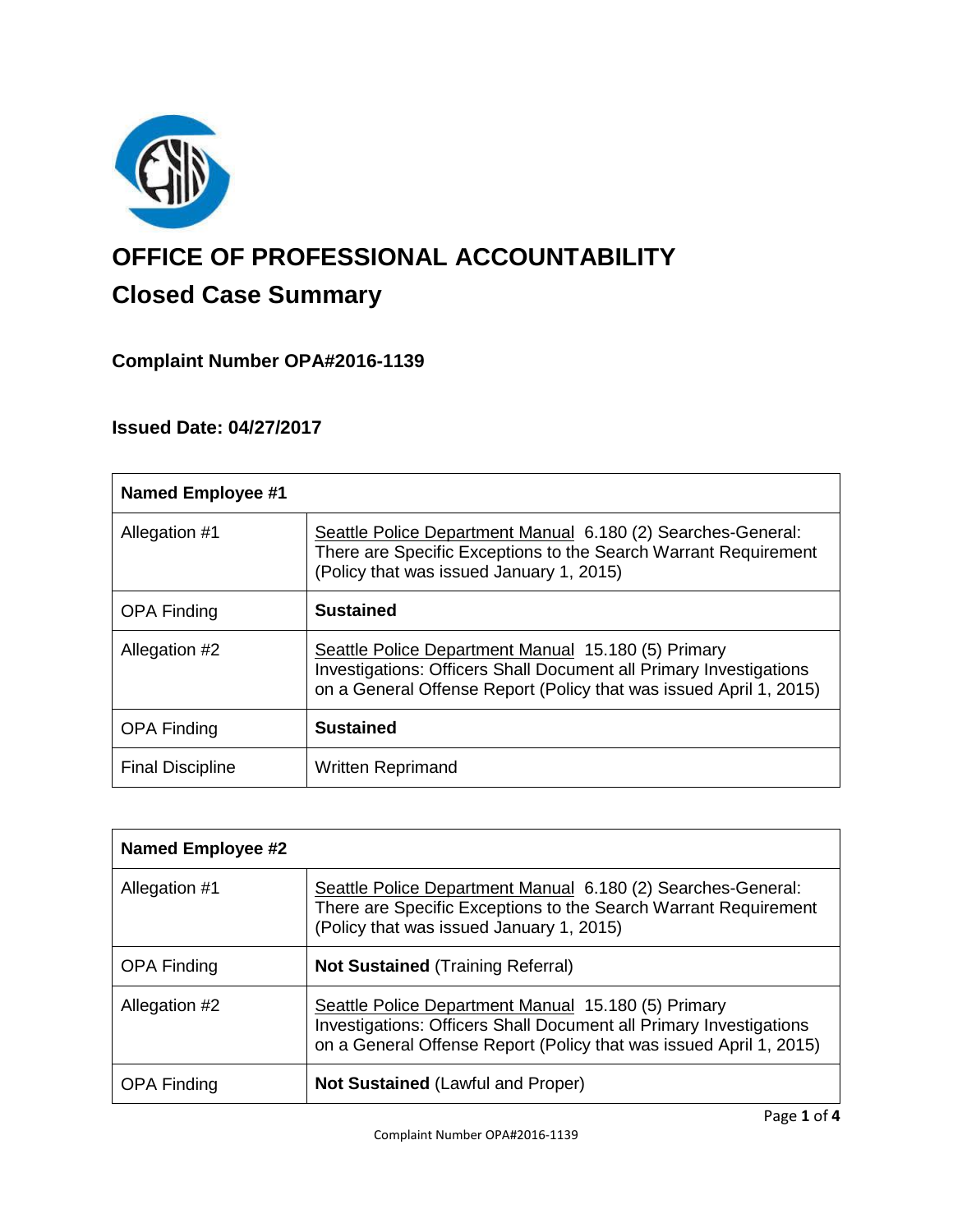# OFFICE OF PROFESSIONAL ACCOUNTABILITY

## Closed Case Summary

### Complaint Number OPA#2016-1139

### Issued Date: 04/27/2017

| **Named Employee #1** | |
|---|---|
| Allegation #1 | Seattle Police Department Manual 6.180 (2) Searches-General: There are Specific Exceptions to the Search Warrant Requirement (Policy that was issued January 1, 2015) |
| OPA Finding | **Sustained** |
| Allegation #2 | Seattle Police Department Manual 15.180 (5) Primary Investigations: Officers Shall Document all Primary Investigations on a General Offense Report (Policy that was issued April 1, 2015) |
| OPA Finding | **Sustained** |
| Final Discipline | Written Reprimand |

| **Named Employee #2** | |
|---|---|
| Allegation #1 | Seattle Police Department Manual 6.180 (2) Searches-General: There are Specific Exceptions to the Search Warrant Requirement (Policy that was issued January 1, 2015) |
| OPA Finding | **Not Sustained** (Training Referral) |
| Allegation #2 | Seattle Police Department Manual 15.180 (5) Primary Investigations: Officers Shall Document all Primary Investigations on a General Offense Report (Policy that was issued April 1, 2015) |
| OPA Finding | **Not Sustained** (Lawful and Proper) |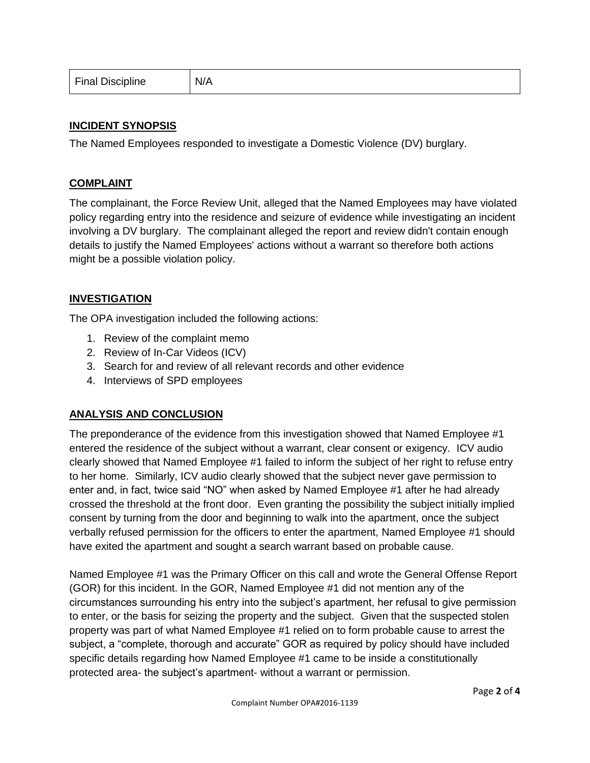| Final Discipline | N/A |
| --- | --- |

## INCIDENT SYNOPSIS

The Named Employees responded to investigate a Domestic Violence (DV) burglary.

## COMPLAINT

The complainant, the Force Review Unit, alleged that the Named Employees may have violated policy regarding entry into the residence and seizure of evidence while investigating an incident involving a DV burglary. The complainant alleged the report and review didn't contain enough details to justify the Named Employees' actions without a warrant so therefore both actions might be a possible violation policy.

## INVESTIGATION

The OPA investigation included the following actions:

1. Review of the complaint memo
2. Review of In-Car Videos (ICV)
3. Search for and review of all relevant records and other evidence
4. Interviews of SPD employees

## ANALYSIS AND CONCLUSION

The preponderance of the evidence from this investigation showed that Named Employee #1 entered the residence of the subject without a warrant, clear consent or exigency. ICV audio clearly showed that Named Employee #1 failed to inform the subject of her right to refuse entry to her home. Similarly, ICV audio clearly showed that the subject never gave permission to enter and, in fact, twice said "NO" when asked by Named Employee #1 after he had already crossed the threshold at the front door. Even granting the possibility the subject initially implied consent by turning from the door and beginning to walk into the apartment, once the subject verbally refused permission for the officers to enter the apartment, Named Employee #1 should have exited the apartment and sought a search warrant based on probable cause.

Named Employee #1 was the Primary Officer on this call and wrote the General Offense Report (GOR) for this incident. In the GOR, Named Employee #1 did not mention any of the circumstances surrounding his entry into the subject's apartment, her refusal to give permission to enter, or the basis for seizing the property and the subject. Given that the suspected stolen property was part of what Named Employee #1 relied on to form probable cause to arrest the subject, a "complete, thorough and accurate" GOR as required by policy should have included specific details regarding how Named Employee #1 came to be inside a constitutionally protected area- the subject's apartment- without a warrant or permission.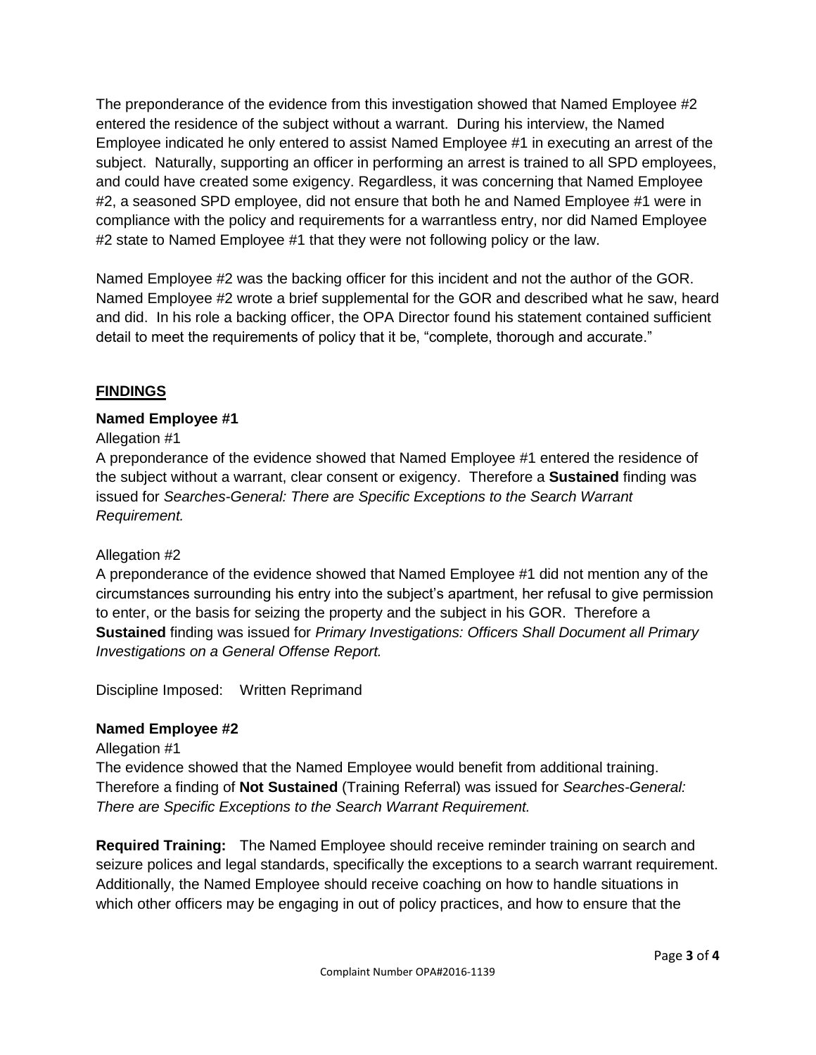The preponderance of the evidence from this investigation showed that Named Employee #2 entered the residence of the subject without a warrant. During his interview, the Named Employee indicated he only entered to assist Named Employee #1 in executing an arrest of the subject. Naturally, supporting an officer in performing an arrest is trained to all SPD employees, and could have created some exigency. Regardless, it was concerning that Named Employee #2, a seasoned SPD employee, did not ensure that both he and Named Employee #1 were in compliance with the policy and requirements for a warrantless entry, nor did Named Employee #2 state to Named Employee #1 that they were not following policy or the law.

Named Employee #2 was the backing officer for this incident and not the author of the GOR. Named Employee #2 wrote a brief supplemental for the GOR and described what he saw, heard and did. In his role a backing officer, the OPA Director found his statement contained sufficient detail to meet the requirements of policy that it be, "complete, thorough and accurate."

## FINDINGS

### Named Employee #1

Allegation #1

A preponderance of the evidence showed that Named Employee #1 entered the residence of the subject without a warrant, clear consent or exigency. Therefore a **Sustained** finding was issued for *Searches-General: There are Specific Exceptions to the Search Warrant Requirement.*

Allegation #2

A preponderance of the evidence showed that Named Employee #1 did not mention any of the circumstances surrounding his entry into the subject's apartment, her refusal to give permission to enter, or the basis for seizing the property and the subject in his GOR. Therefore a **Sustained** finding was issued for *Primary Investigations: Officers Shall Document all Primary Investigations on a General Offense Report.*

Discipline Imposed: Written Reprimand

### Named Employee #2

Allegation #1

The evidence showed that the Named Employee would benefit from additional training. Therefore a finding of **Not Sustained** (Training Referral) was issued for *Searches-General: There are Specific Exceptions to the Search Warrant Requirement.*

**Required Training:** The Named Employee should receive reminder training on search and seizure polices and legal standards, specifically the exceptions to a search warrant requirement. Additionally, the Named Employee should receive coaching on how to handle situations in which other officers may be engaging in out of policy practices, and how to ensure that the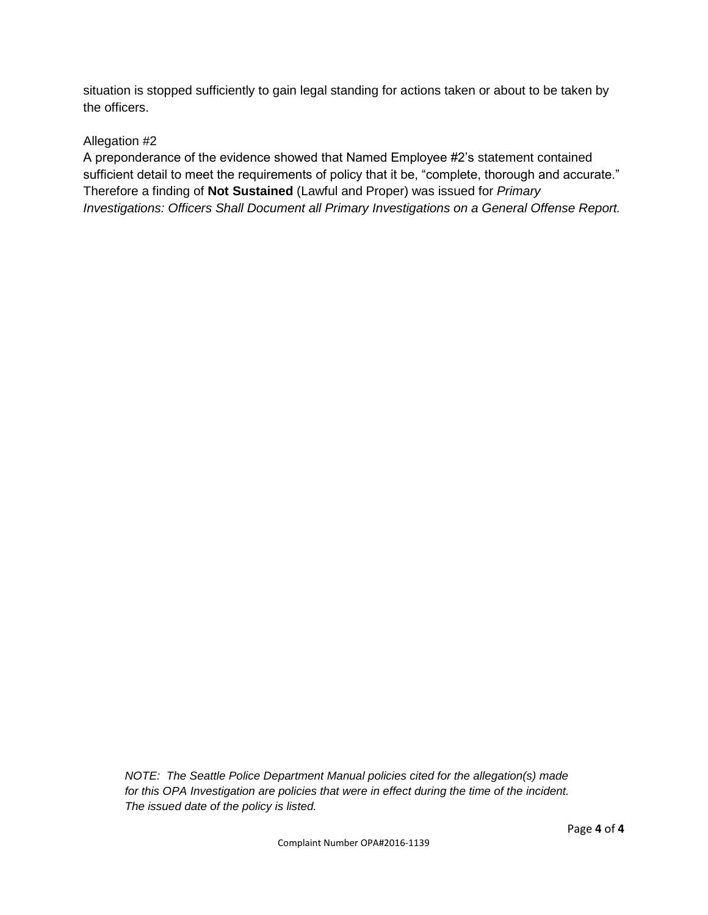situation is stopped sufficiently to gain legal standing for actions taken or about to be taken by the officers.

Allegation #2

A preponderance of the evidence showed that Named Employee #2's statement contained sufficient detail to meet the requirements of policy that it be, "complete, thorough and accurate." Therefore a finding of **Not Sustained** (Lawful and Proper) was issued for *Primary Investigations: Officers Shall Document all Primary Investigations on a General Offense Report.*

*NOTE: The Seattle Police Department Manual policies cited for the allegation(s) made for this OPA Investigation are policies that were in effect during the time of the incident. The issued date of the policy is listed.*

Complaint Number OPA#2016-1139